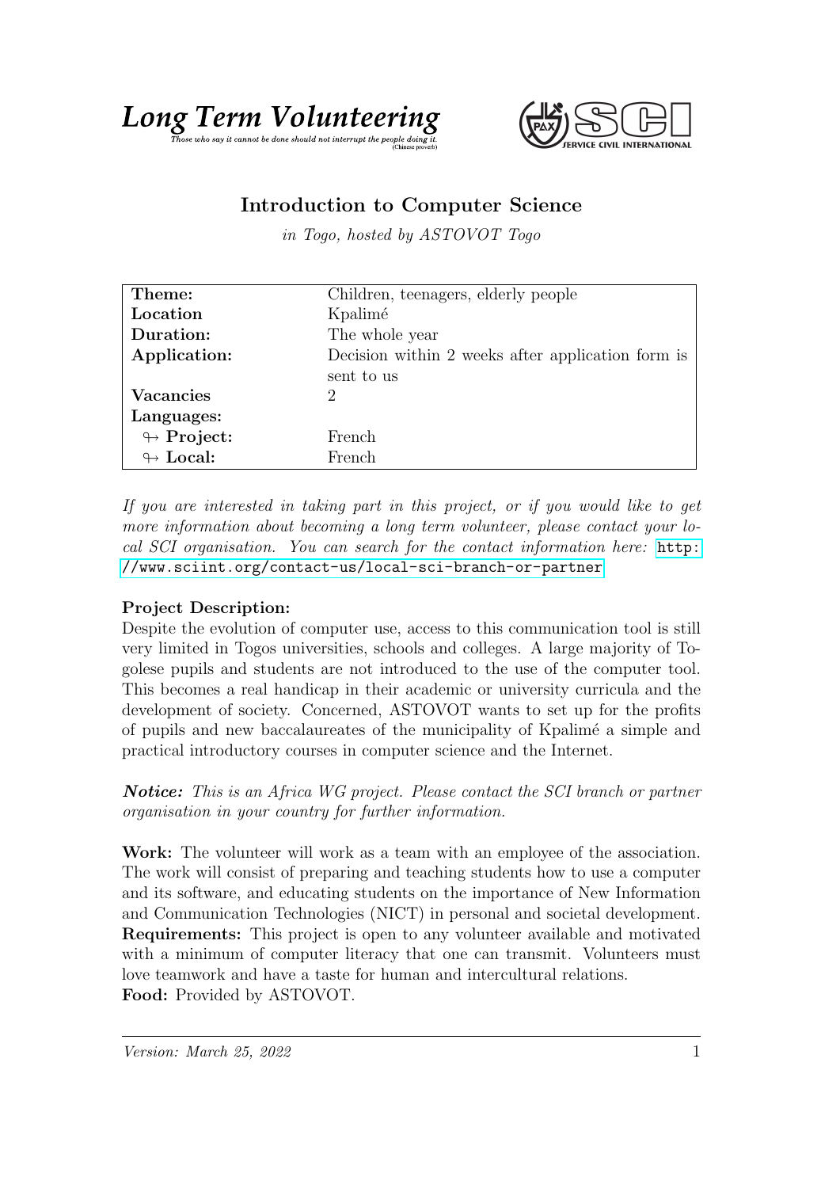# Long Term Volunteering

*Those who say it cannot be done should not interrupt the people doing it.* (Chinese proverb)

SERVICE CIVIL INTERNATIONAL

## Introduction to Computer Science

*in Togo, hosted by ASTOVOT Togo*

| | |
|---|---|
| **Theme:** | Children, teenagers, elderly people |
| **Location** | Kpalimé |
| **Duration:** | The whole year |
| **Application:** | Decision within 2 weeks after application form is sent to us |
| **Vacancies** | 2 |
| **Languages:** | |
| ↬ **Project:** | French |
| ↬ **Local:** | French |

*If you are interested in taking part in this project, or if you would like to get more information about becoming a long term volunteer, please contact your local SCI organisation. You can search for the contact information here:* http://www.sciint.org/contact-us/local-sci-branch-or-partner

**Project Description:**
Despite the evolution of computer use, access to this communication tool is still very limited in Togos universities, schools and colleges. A large majority of Togolese pupils and students are not introduced to the use of the computer tool. This becomes a real handicap in their academic or university curricula and the development of society. Concerned, ASTOVOT wants to set up for the profits of pupils and new baccalaureates of the municipality of Kpalimé a simple and practical introductory courses in computer science and the Internet.

***Notice:*** *This is an Africa WG project. Please contact the SCI branch or partner organisation in your country for further information.*

**Work:** The volunteer will work as a team with an employee of the association. The work will consist of preparing and teaching students how to use a computer and its software, and educating students on the importance of New Information and Communication Technologies (NICT) in personal and societal development.
**Requirements:** This project is open to any volunteer available and motivated with a minimum of computer literacy that one can transmit. Volunteers must love teamwork and have a taste for human and intercultural relations.
**Food:** Provided by ASTOVOT.

*Version: March 25, 2022*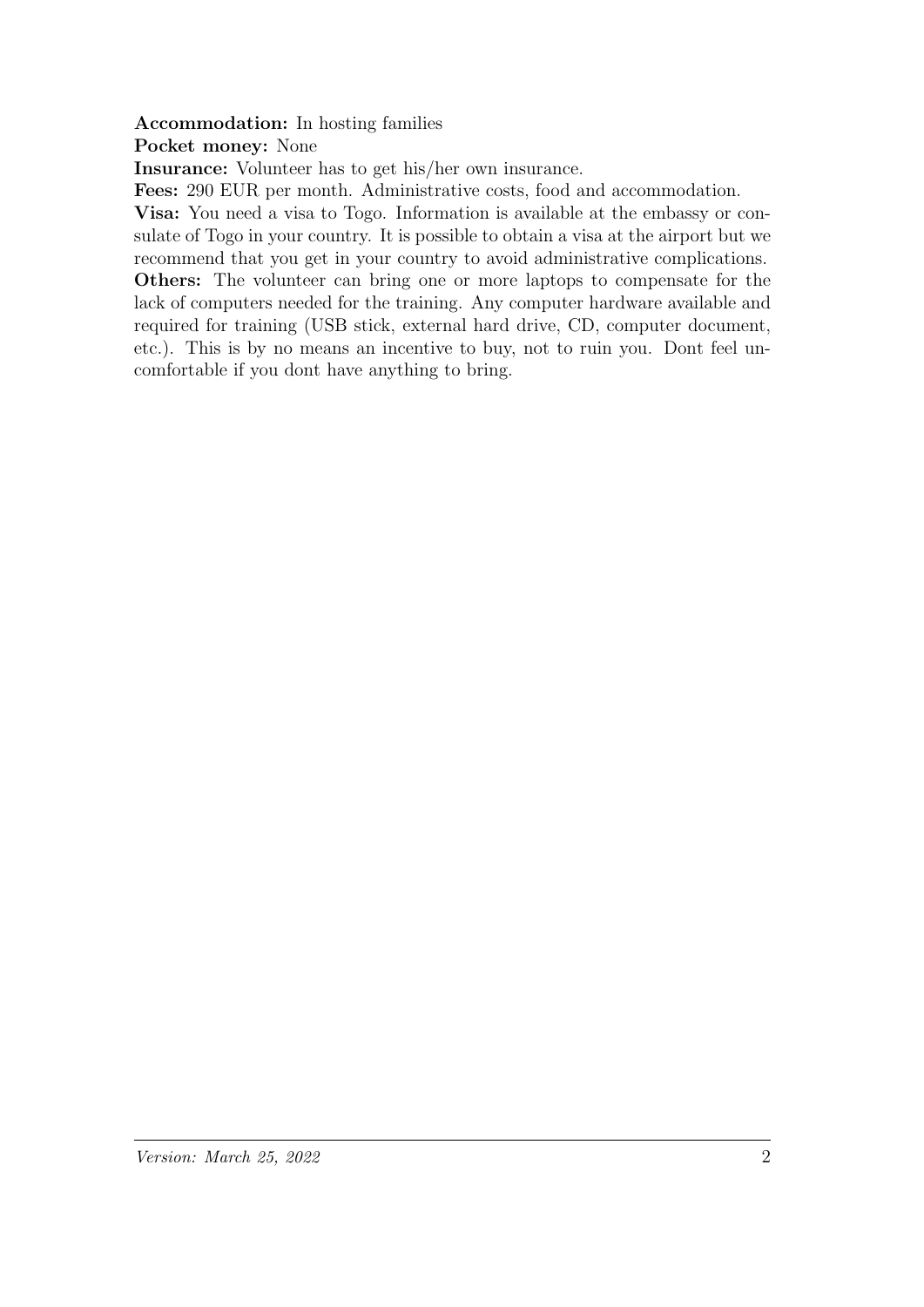**Accommodation:** In hosting families

**Pocket money:** None

**Insurance:** Volunteer has to get his/her own insurance.

**Fees:** 290 EUR per month. Administrative costs, food and accommodation.

**Visa:** You need a visa to Togo. Information is available at the embassy or consulate of Togo in your country. It is possible to obtain a visa at the airport but we recommend that you get in your country to avoid administrative complications.

**Others:** The volunteer can bring one or more laptops to compensate for the lack of computers needed for the training. Any computer hardware available and required for training (USB stick, external hard drive, CD, computer document, etc.). This is by no means an incentive to buy, not to ruin you. Dont feel uncomfortable if you dont have anything to bring.